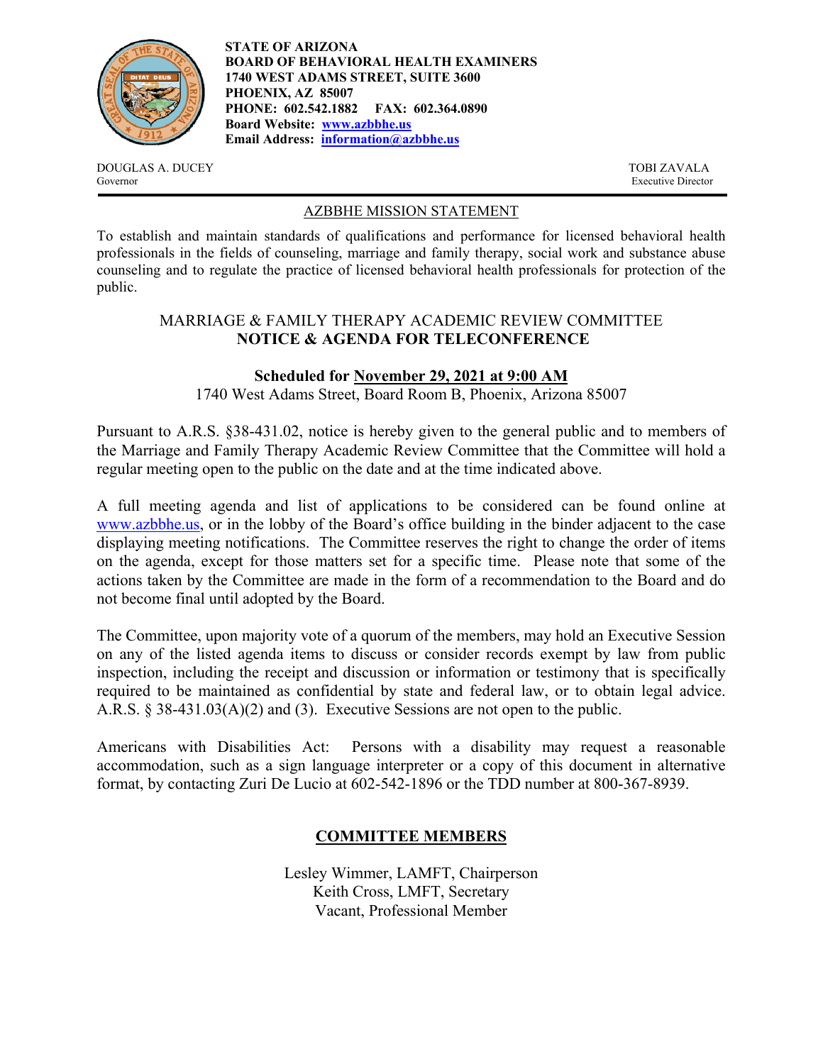**STATE OF ARIZONA**
**BOARD OF BEHAVIORAL HEALTH EXAMINERS**
**1740 WEST ADAMS STREET, SUITE 3600**
**PHOENIX, AZ 85007**
**PHONE: 602.542.1882 FAX: 602.364.0890**
**Board Website: [www.azbbhe.us](http://www.azbbhe.us)**
**Email Address: [information@azbbhe.us](mailto:information@azbbhe.us)**

DOUGLAS A. DUCEY
Governor

TOBI ZAVALA
Executive Director

AZBBHE MISSION STATEMENT

To establish and maintain standards of qualifications and performance for licensed behavioral health professionals in the fields of counseling, marriage and family therapy, social work and substance abuse counseling and to regulate the practice of licensed behavioral health professionals for protection of the public.

## MARRIAGE & FAMILY THERAPY ACADEMIC REVIEW COMMITTEE
## NOTICE & AGENDA FOR TELECONFERENCE

**Scheduled for November 29, 2021 at 9:00 AM**

1740 West Adams Street, Board Room B, Phoenix, Arizona 85007

Pursuant to A.R.S. §38-431.02, notice is hereby given to the general public and to members of the Marriage and Family Therapy Academic Review Committee that the Committee will hold a regular meeting open to the public on the date and at the time indicated above.

A full meeting agenda and list of applications to be considered can be found online at [www.azbbhe.us](http://www.azbbhe.us), or in the lobby of the Board's office building in the binder adjacent to the case displaying meeting notifications. The Committee reserves the right to change the order of items on the agenda, except for those matters set for a specific time. Please note that some of the actions taken by the Committee are made in the form of a recommendation to the Board and do not become final until adopted by the Board.

The Committee, upon majority vote of a quorum of the members, may hold an Executive Session on any of the listed agenda items to discuss or consider records exempt by law from public inspection, including the receipt and discussion or information or testimony that is specifically required to be maintained as confidential by state and federal law, or to obtain legal advice. A.R.S. § 38-431.03(A)(2) and (3). Executive Sessions are not open to the public.

Americans with Disabilities Act: Persons with a disability may request a reasonable accommodation, such as a sign language interpreter or a copy of this document in alternative format, by contacting Zuri De Lucio at 602-542-1896 or the TDD number at 800-367-8939.

## COMMITTEE MEMBERS

Lesley Wimmer, LAMFT, Chairperson
Keith Cross, LMFT, Secretary
Vacant, Professional Member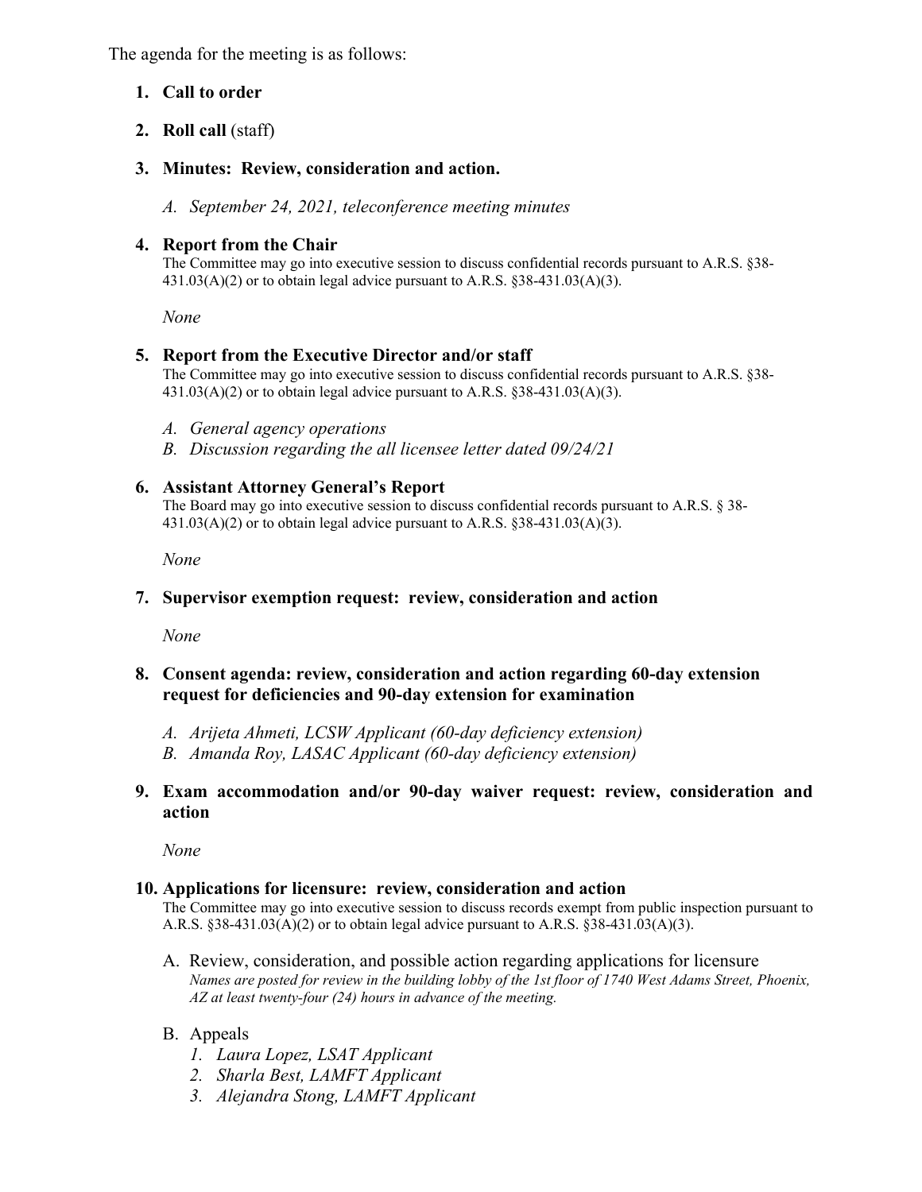The agenda for the meeting is as follows:

1. **Call to order**

2. **Roll call** (staff)

3. **Minutes: Review, consideration and action.**

   A. *September 24, 2021, teleconference meeting minutes*

4. **Report from the Chair**
   The Committee may go into executive session to discuss confidential records pursuant to A.R.S. §38-431.03(A)(2) or to obtain legal advice pursuant to A.R.S. §38-431.03(A)(3).

   *None*

5. **Report from the Executive Director and/or staff**
   The Committee may go into executive session to discuss confidential records pursuant to A.R.S. §38-431.03(A)(2) or to obtain legal advice pursuant to A.R.S. §38-431.03(A)(3).

   A. *General agency operations*
   B. *Discussion regarding the all licensee letter dated 09/24/21*

6. **Assistant Attorney General's Report**
   The Board may go into executive session to discuss confidential records pursuant to A.R.S. § 38-431.03(A)(2) or to obtain legal advice pursuant to A.R.S. §38-431.03(A)(3).

   *None*

7. **Supervisor exemption request: review, consideration and action**

   *None*

8. **Consent agenda: review, consideration and action regarding 60-day extension request for deficiencies and 90-day extension for examination**

   A. *Arijeta Ahmeti, LCSW Applicant (60-day deficiency extension)*
   B. *Amanda Roy, LASAC Applicant (60-day deficiency extension)*

9. **Exam accommodation and/or 90-day waiver request: review, consideration and action**

   *None*

10. **Applications for licensure: review, consideration and action**
    The Committee may go into executive session to discuss records exempt from public inspection pursuant to A.R.S. §38-431.03(A)(2) or to obtain legal advice pursuant to A.R.S. §38-431.03(A)(3).

    A. Review, consideration, and possible action regarding applications for licensure
    *Names are posted for review in the building lobby of the 1st floor of 1740 West Adams Street, Phoenix, AZ at least twenty-four (24) hours in advance of the meeting.*

    B. Appeals
       1. *Laura Lopez, LSAT Applicant*
       2. *Sharla Best, LAMFT Applicant*
       3. *Alejandra Stong, LAMFT Applicant*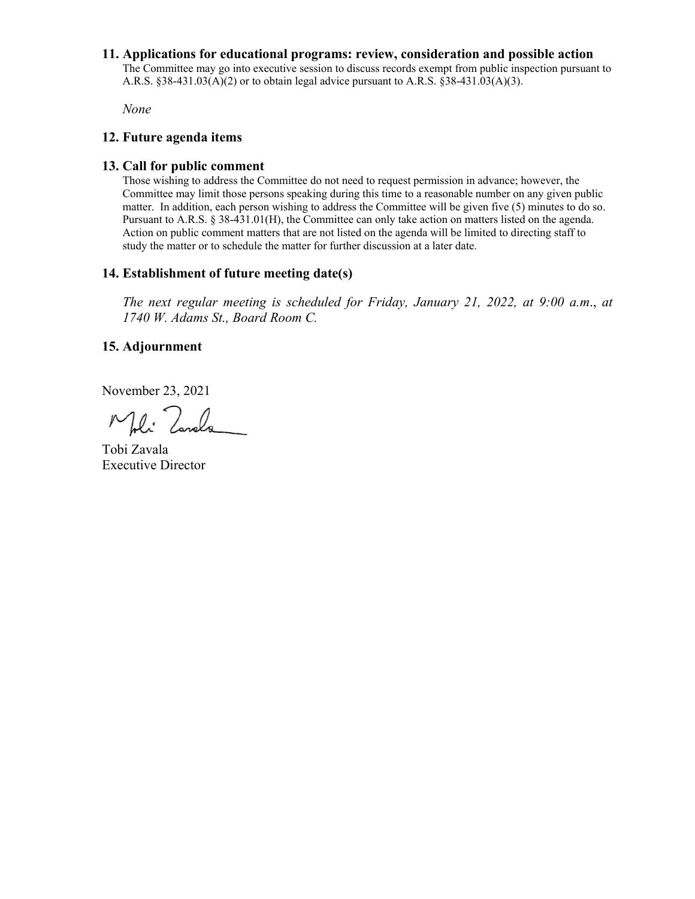### 11. Applications for educational programs: review, consideration and possible action

The Committee may go into executive session to discuss records exempt from public inspection pursuant to A.R.S. §38-431.03(A)(2) or to obtain legal advice pursuant to A.R.S. §38-431.03(A)(3).

*None*

### 12. Future agenda items

### 13. Call for public comment

Those wishing to address the Committee do not need to request permission in advance; however, the Committee may limit those persons speaking during this time to a reasonable number on any given public matter. In addition, each person wishing to address the Committee will be given five (5) minutes to do so. Pursuant to A.R.S. § 38-431.01(H), the Committee can only take action on matters listed on the agenda. Action on public comment matters that are not listed on the agenda will be limited to directing staff to study the matter or to schedule the matter for further discussion at a later date.

### 14. Establishment of future meeting date(s)

*The next regular meeting is scheduled for Friday, January 21, 2022, at 9:00 a.m., at 1740 W. Adams St., Board Room C.*

### 15. Adjournment

November 23, 2021

Tobi Zavala
Executive Director